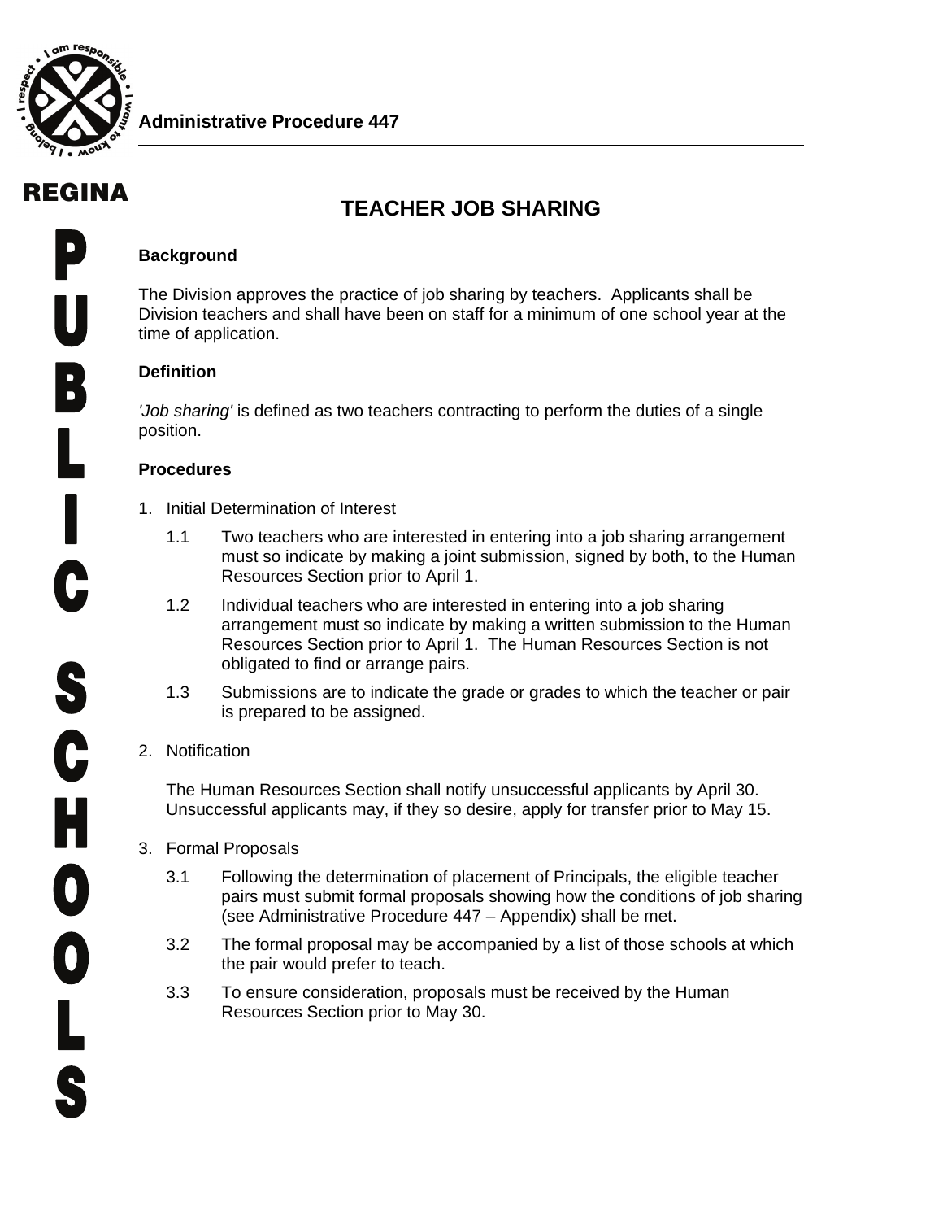**Administrative Procedure 447**

# TEACHER JOB SHARING

## Background

The Division approves the practice of job sharing by teachers. Applicants shall be Division teachers and shall have been on staff for a minimum of one school year at the time of application.

## Definition

*'Job sharing'* is defined as two teachers contracting to perform the duties of a single position.

## Procedures

1. Initial Determination of Interest

   1.1 Two teachers who are interested in entering into a job sharing arrangement must so indicate by making a joint submission, signed by both, to the Human Resources Section prior to April 1.

   1.2 Individual teachers who are interested in entering into a job sharing arrangement must so indicate by making a written submission to the Human Resources Section prior to April 1. The Human Resources Section is not obligated to find or arrange pairs.

   1.3 Submissions are to indicate the grade or grades to which the teacher or pair is prepared to be assigned.

2. Notification

   The Human Resources Section shall notify unsuccessful applicants by April 30. Unsuccessful applicants may, if they so desire, apply for transfer prior to May 15.

3. Formal Proposals

   3.1 Following the determination of placement of Principals, the eligible teacher pairs must submit formal proposals showing how the conditions of job sharing (see Administrative Procedure 447 – Appendix) shall be met.

   3.2 The formal proposal may be accompanied by a list of those schools at which the pair would prefer to teach.

   3.3 To ensure consideration, proposals must be received by the Human Resources Section prior to May 30.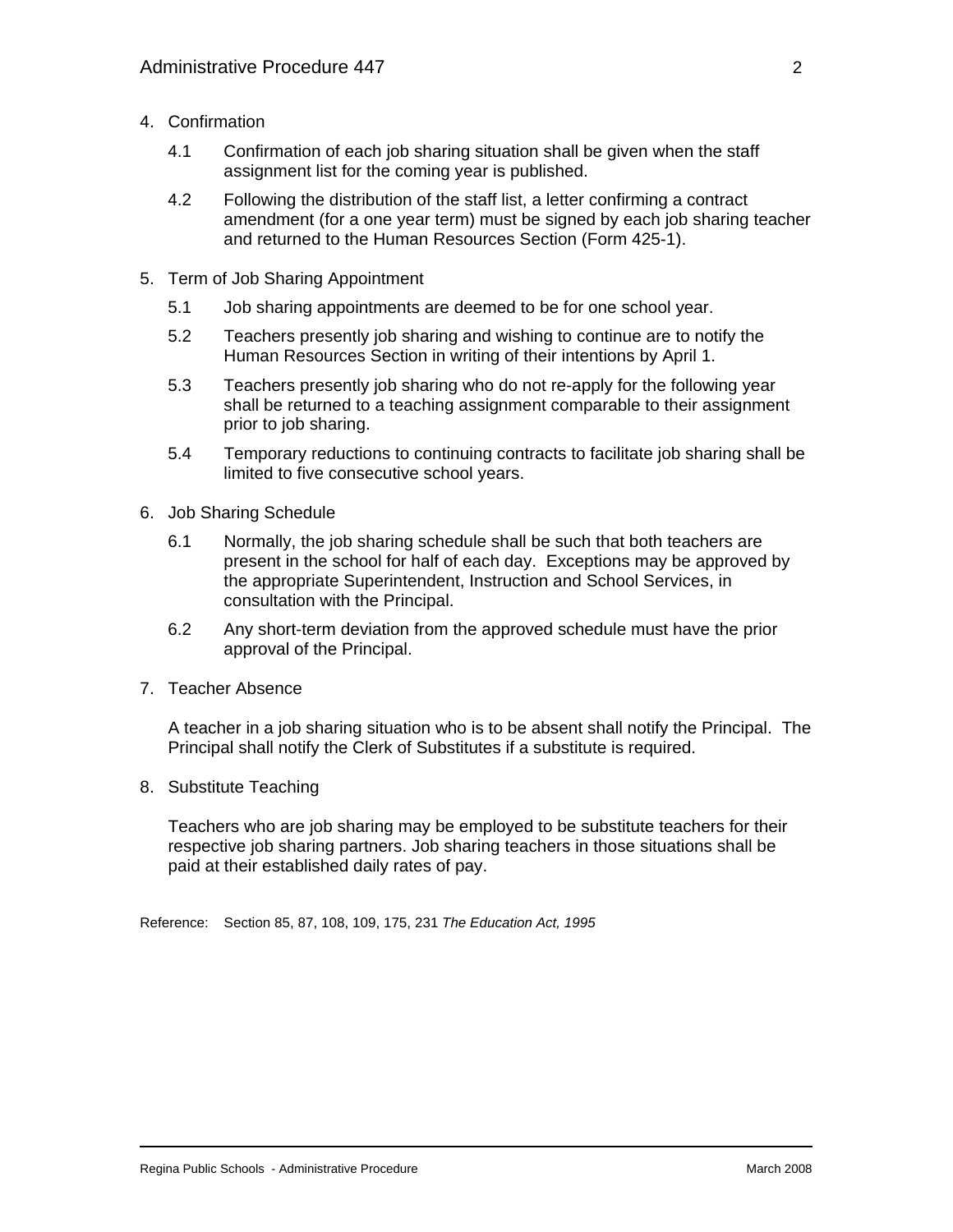4. Confirmation

   4.1 Confirmation of each job sharing situation shall be given when the staff assignment list for the coming year is published.

   4.2 Following the distribution of the staff list, a letter confirming a contract amendment (for a one year term) must be signed by each job sharing teacher and returned to the Human Resources Section (Form 425-1).

5. Term of Job Sharing Appointment

   5.1 Job sharing appointments are deemed to be for one school year.

   5.2 Teachers presently job sharing and wishing to continue are to notify the Human Resources Section in writing of their intentions by April 1.

   5.3 Teachers presently job sharing who do not re-apply for the following year shall be returned to a teaching assignment comparable to their assignment prior to job sharing.

   5.4 Temporary reductions to continuing contracts to facilitate job sharing shall be limited to five consecutive school years.

6. Job Sharing Schedule

   6.1 Normally, the job sharing schedule shall be such that both teachers are present in the school for half of each day. Exceptions may be approved by the appropriate Superintendent, Instruction and School Services, in consultation with the Principal.

   6.2 Any short-term deviation from the approved schedule must have the prior approval of the Principal.

7. Teacher Absence

   A teacher in a job sharing situation who is to be absent shall notify the Principal. The Principal shall notify the Clerk of Substitutes if a substitute is required.

8. Substitute Teaching

   Teachers who are job sharing may be employed to be substitute teachers for their respective job sharing partners. Job sharing teachers in those situations shall be paid at their established daily rates of pay.

Reference: Section 85, 87, 108, 109, 175, 231 *The Education Act, 1995*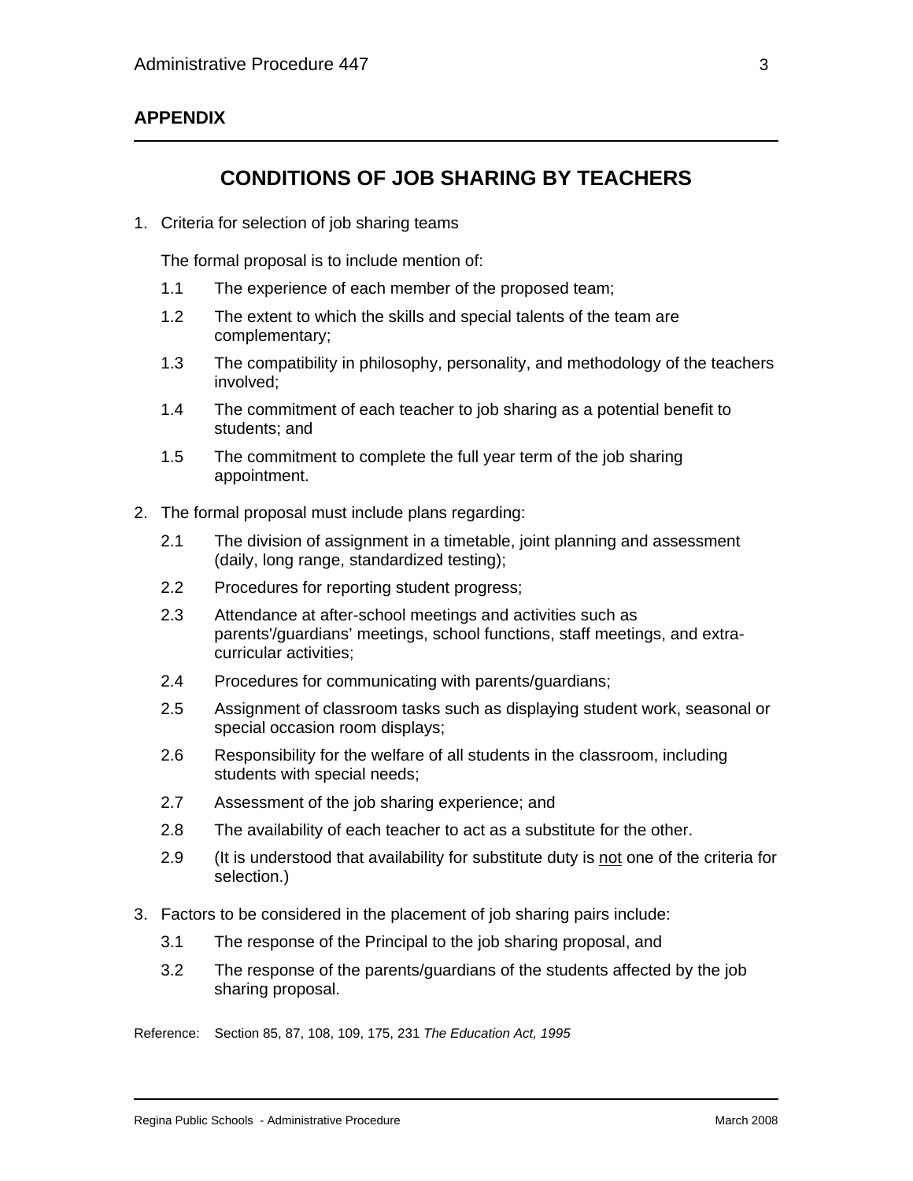## APPENDIX

# CONDITIONS OF JOB SHARING BY TEACHERS

1. Criteria for selection of job sharing teams

   The formal proposal is to include mention of:

   1.1 The experience of each member of the proposed team;

   1.2 The extent to which the skills and special talents of the team are complementary;

   1.3 The compatibility in philosophy, personality, and methodology of the teachers involved;

   1.4 The commitment of each teacher to job sharing as a potential benefit to students; and

   1.5 The commitment to complete the full year term of the job sharing appointment.

2. The formal proposal must include plans regarding:

   2.1 The division of assignment in a timetable, joint planning and assessment (daily, long range, standardized testing);

   2.2 Procedures for reporting student progress;

   2.3 Attendance at after-school meetings and activities such as parents'/guardians' meetings, school functions, staff meetings, and extra-curricular activities;

   2.4 Procedures for communicating with parents/guardians;

   2.5 Assignment of classroom tasks such as displaying student work, seasonal or special occasion room displays;

   2.6 Responsibility for the welfare of all students in the classroom, including students with special needs;

   2.7 Assessment of the job sharing experience; and

   2.8 The availability of each teacher to act as a substitute for the other.

   2.9 (It is understood that availability for substitute duty is <u>not</u> one of the criteria for selection.)

3. Factors to be considered in the placement of job sharing pairs include:

   3.1 The response of the Principal to the job sharing proposal, and

   3.2 The response of the parents/guardians of the students affected by the job sharing proposal.

Reference: Section 85, 87, 108, 109, 175, 231 *The Education Act, 1995*